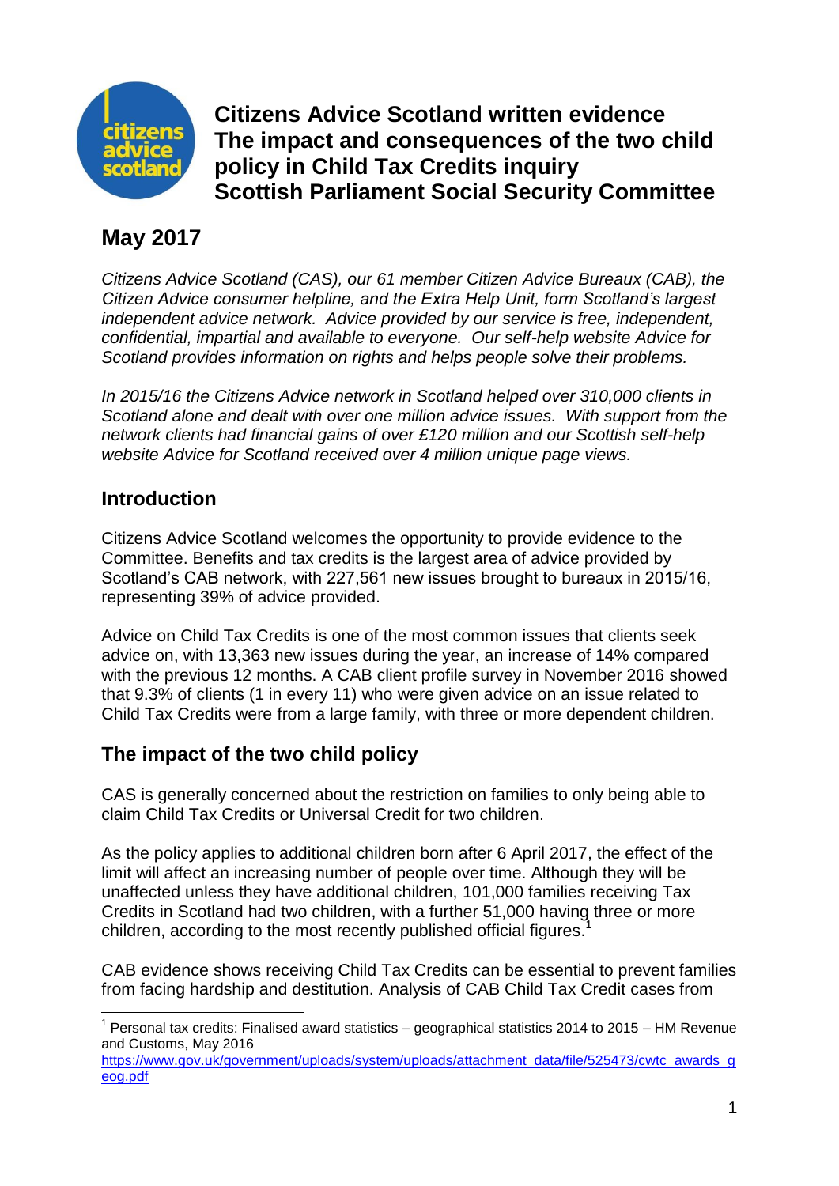# Citizens Advice Scotland written evidence
# The impact and consequences of the two child policy in Child Tax Credits inquiry
# Scottish Parliament Social Security Committee

## May 2017

*Citizens Advice Scotland (CAS), our 61 member Citizen Advice Bureaux (CAB), the Citizen Advice consumer helpline, and the Extra Help Unit, form Scotland's largest independent advice network. Advice provided by our service is free, independent, confidential, impartial and available to everyone. Our self-help website Advice for Scotland provides information on rights and helps people solve their problems.*

*In 2015/16 the Citizens Advice network in Scotland helped over 310,000 clients in Scotland alone and dealt with over one million advice issues. With support from the network clients had financial gains of over £120 million and our Scottish self-help website Advice for Scotland received over 4 million unique page views.*

## Introduction

Citizens Advice Scotland welcomes the opportunity to provide evidence to the Committee. Benefits and tax credits is the largest area of advice provided by Scotland's CAB network, with 227,561 new issues brought to bureaux in 2015/16, representing 39% of advice provided.

Advice on Child Tax Credits is one of the most common issues that clients seek advice on, with 13,363 new issues during the year, an increase of 14% compared with the previous 12 months. A CAB client profile survey in November 2016 showed that 9.3% of clients (1 in every 11) who were given advice on an issue related to Child Tax Credits were from a large family, with three or more dependent children.

## The impact of the two child policy

CAS is generally concerned about the restriction on families to only being able to claim Child Tax Credits or Universal Credit for two children.

As the policy applies to additional children born after 6 April 2017, the effect of the limit will affect an increasing number of people over time. Although they will be unaffected unless they have additional children, 101,000 families receiving Tax Credits in Scotland had two children, with a further 51,000 having three or more children, according to the most recently published official figures.[1]

CAB evidence shows receiving Child Tax Credits can be essential to prevent families from facing hardship and destitution. Analysis of CAB Child Tax Credit cases from

[1] Personal tax credits: Finalised award statistics – geographical statistics 2014 to 2015 – HM Revenue and Customs, May 2016 https://www.gov.uk/government/uploads/system/uploads/attachment_data/file/525473/cwtc_awards_geog.pdf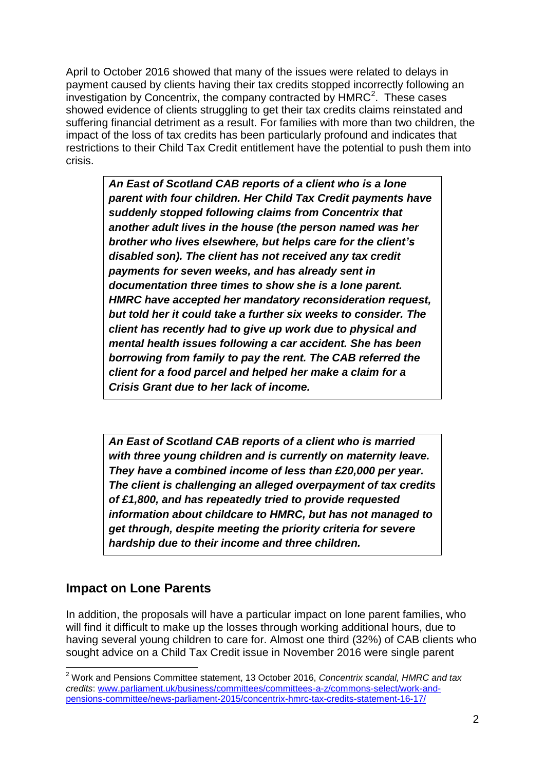April to October 2016 showed that many of the issues were related to delays in payment caused by clients having their tax credits stopped incorrectly following an investigation by Concentrix, the company contracted by HMRC[2]. These cases showed evidence of clients struggling to get their tax credits claims reinstated and suffering financial detriment as a result. For families with more than two children, the impact of the loss of tax credits has been particularly profound and indicates that restrictions to their Child Tax Credit entitlement have the potential to push them into crisis.

> ***An East of Scotland CAB reports of a client who is a lone parent with four children. Her Child Tax Credit payments have suddenly stopped following claims from Concentrix that another adult lives in the house (the person named was her brother who lives elsewhere, but helps care for the client's disabled son). The client has not received any tax credit payments for seven weeks, and has already sent in documentation three times to show she is a lone parent. HMRC have accepted her mandatory reconsideration request, but told her it could take a further six weeks to consider. The client has recently had to give up work due to physical and mental health issues following a car accident. She has been borrowing from family to pay the rent. The CAB referred the client for a food parcel and helped her make a claim for a Crisis Grant due to her lack of income.***

> ***An East of Scotland CAB reports of a client who is married with three young children and is currently on maternity leave. They have a combined income of less than £20,000 per year. The client is challenging an alleged overpayment of tax credits of £1,800, and has repeatedly tried to provide requested information about childcare to HMRC, but has not managed to get through, despite meeting the priority criteria for severe hardship due to their income and three children.***

## Impact on Lone Parents

In addition, the proposals will have a particular impact on lone parent families, who will find it difficult to make up the losses through working additional hours, due to having several young children to care for. Almost one third (32%) of CAB clients who sought advice on a Child Tax Credit issue in November 2016 were single parent

---

[2] Work and Pensions Committee statement, 13 October 2016, *Concentrix scandal, HMRC and tax credits*: www.parliament.uk/business/committees/committees-a-z/commons-select/work-and-pensions-committee/news-parliament-2015/concentrix-hmrc-tax-credits-statement-16-17/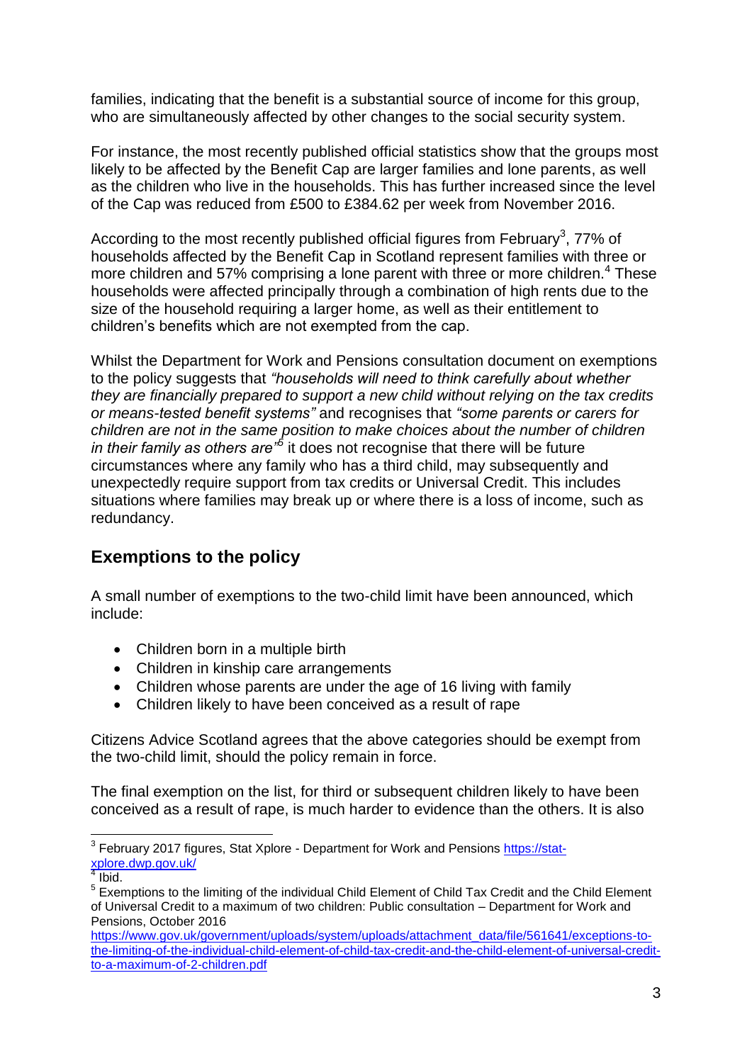families, indicating that the benefit is a substantial source of income for this group, who are simultaneously affected by other changes to the social security system.

For instance, the most recently published official statistics show that the groups most likely to be affected by the Benefit Cap are larger families and lone parents, as well as the children who live in the households. This has further increased since the level of the Cap was reduced from £500 to £384.62 per week from November 2016.

According to the most recently published official figures from February[3], 77% of households affected by the Benefit Cap in Scotland represent families with three or more children and 57% comprising a lone parent with three or more children.[4] These households were affected principally through a combination of high rents due to the size of the household requiring a larger home, as well as their entitlement to children's benefits which are not exempted from the cap.

Whilst the Department for Work and Pensions consultation document on exemptions to the policy suggests that *"households will need to think carefully about whether they are financially prepared to support a new child without relying on the tax credits or means-tested benefit systems"* and recognises that *"some parents or carers for children are not in the same position to make choices about the number of children in their family as others are"*[5] it does not recognise that there will be future circumstances where any family who has a third child, may subsequently and unexpectedly require support from tax credits or Universal Credit. This includes situations where families may break up or where there is a loss of income, such as redundancy.

## Exemptions to the policy

A small number of exemptions to the two-child limit have been announced, which include:

- Children born in a multiple birth
- Children in kinship care arrangements
- Children whose parents are under the age of 16 living with family
- Children likely to have been conceived as a result of rape

Citizens Advice Scotland agrees that the above categories should be exempt from the two-child limit, should the policy remain in force.

The final exemption on the list, for third or subsequent children likely to have been conceived as a result of rape, is much harder to evidence than the others. It is also

---

[3] February 2017 figures, Stat Xplore - Department for Work and Pensions https://stat-xplore.dwp.gov.uk/

[4] Ibid.

[5] Exemptions to the limiting of the individual Child Element of Child Tax Credit and the Child Element of Universal Credit to a maximum of two children: Public consultation – Department for Work and Pensions, October 2016 https://www.gov.uk/government/uploads/system/uploads/attachment_data/file/561641/exceptions-to-the-limiting-of-the-individual-child-element-of-child-tax-credit-and-the-child-element-of-universal-credit-to-a-maximum-of-2-children.pdf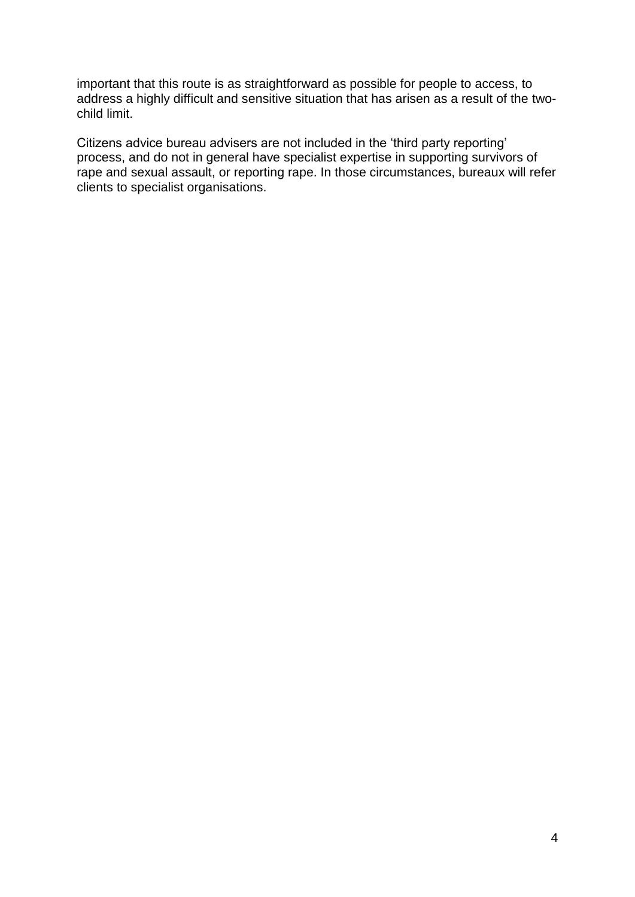important that this route is as straightforward as possible for people to access, to address a highly difficult and sensitive situation that has arisen as a result of the two-child limit.

Citizens advice bureau advisers are not included in the 'third party reporting' process, and do not in general have specialist expertise in supporting survivors of rape and sexual assault, or reporting rape. In those circumstances, bureaux will refer clients to specialist organisations.